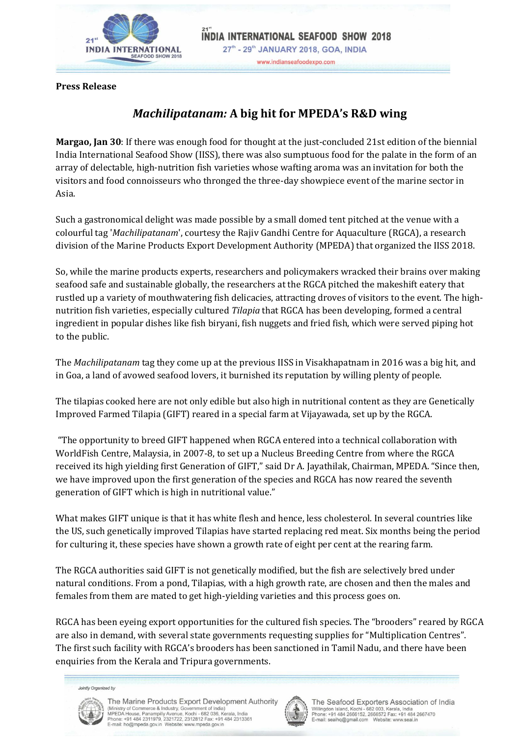**Press Release**

# *Machilipatanam:* A big hit for MPEDA's R&D wing

**Margao, Jan 30**: If there was enough food for thought at the just-concluded 21st edition of the biennial India International Seafood Show (IISS), there was also sumptuous food for the palate in the form of an array of delectable, high-nutrition fish varieties whose wafting aroma was an invitation for both the visitors and food connoisseurs who thronged the three-day showpiece event of the marine sector in Asia.

Such a gastronomical delight was made possible by a small domed tent pitched at the venue with a colourful tag '*Machilipatanam*', courtesy the Rajiv Gandhi Centre for Aquaculture (RGCA), a research division of the Marine Products Export Development Authority (MPEDA) that organized the IISS 2018.

So, while the marine products experts, researchers and policymakers wracked their brains over making seafood safe and sustainable globally, the researchers at the RGCA pitched the makeshift eatery that rustled up a variety of mouthwatering fish delicacies, attracting droves of visitors to the event. The high-nutrition fish varieties, especially cultured *Tilapia* that RGCA has been developing, formed a central ingredient in popular dishes like fish biryani, fish nuggets and fried fish, which were served piping hot to the public.

The *Machilipatanam* tag they come up at the previous IISS in Visakhapatnam in 2016 was a big hit, and in Goa, a land of avowed seafood lovers, it burnished its reputation by willing plenty of people.

The tilapias cooked here are not only edible but also high in nutritional content as they are Genetically Improved Farmed Tilapia (GIFT) reared in a special farm at Vijayawada, set up by the RGCA.

"The opportunity to breed GIFT happened when RGCA entered into a technical collaboration with WorldFish Centre, Malaysia, in 2007-8, to set up a Nucleus Breeding Centre from where the RGCA received its high yielding first Generation of GIFT," said Dr A. Jayathilak, Chairman, MPEDA. "Since then, we have improved upon the first generation of the species and RGCA has now reared the seventh generation of GIFT which is high in nutritional value."

What makes GIFT unique is that it has white flesh and hence, less cholesterol. In several countries like the US, such genetically improved Tilapias have started replacing red meat. Six months being the period for culturing it, these species have shown a growth rate of eight per cent at the rearing farm.

The RGCA authorities said GIFT is not genetically modified, but the fish are selectively bred under natural conditions. From a pond, Tilapias, with a high growth rate, are chosen and then the males and females from them are mated to get high-yielding varieties and this process goes on.

RGCA has been eyeing export opportunities for the cultured fish species. The "brooders" reared by RGCA are also in demand, with several state governments requesting supplies for "Multiplication Centres". The first such facility with RGCA's brooders has been sanctioned in Tamil Nadu, and there have been enquiries from the Kerala and Tripura governments.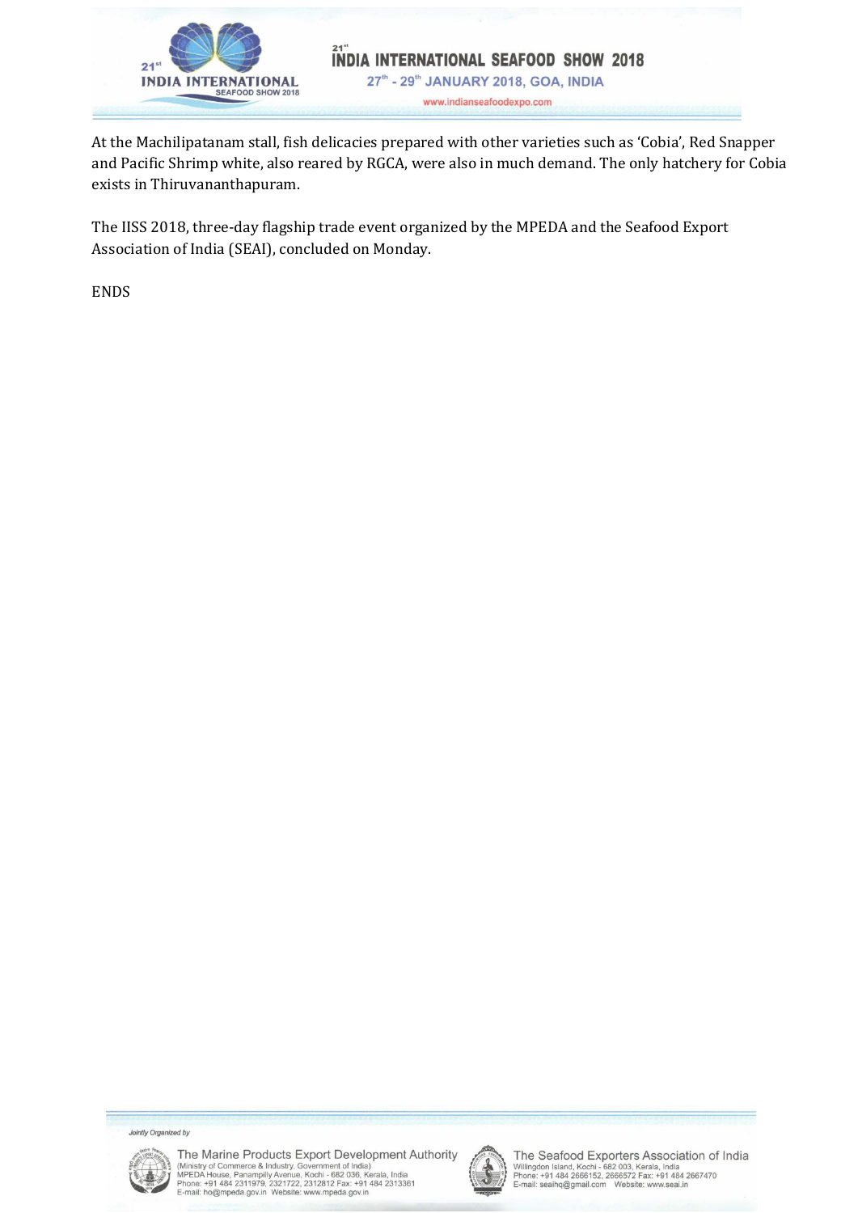At the Machilipatanam stall, fish delicacies prepared with other varieties such as 'Cobia', Red Snapper and Pacific Shrimp white, also reared by RGCA, were also in much demand. The only hatchery for Cobia exists in Thiruvananthapuram.

The IISS 2018, three-day flagship trade event organized by the MPEDA and the Seafood Export Association of India (SEAI), concluded on Monday.

ENDS